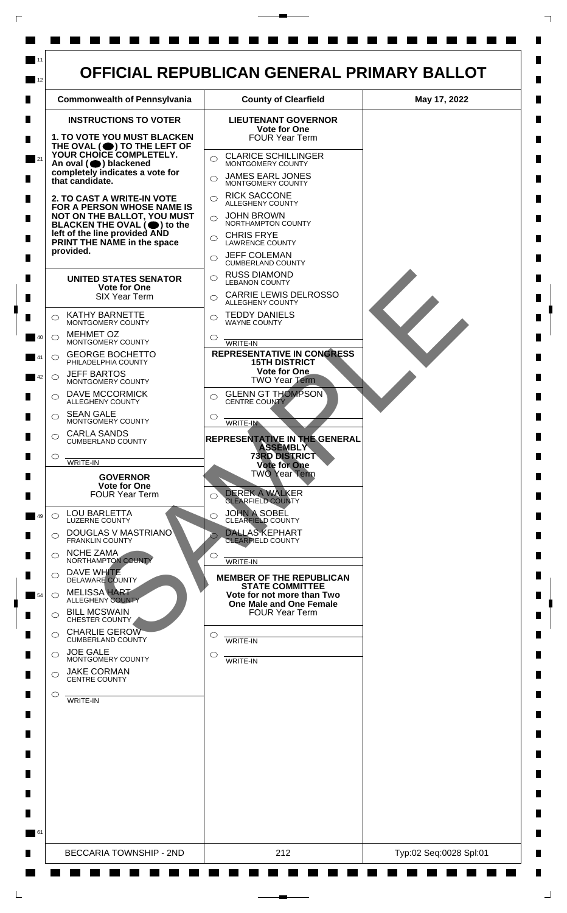# OFFICIAL REPUBLICAN GENERAL PRIMARY BALLOT

| Commonwealth of Pennsylvania | County of Clearfield | May 17, 2022 |
| --- | --- | --- |

**INSTRUCTIONS TO VOTER**

**1. TO VOTE YOU MUST BLACKEN THE OVAL (⬤) TO THE LEFT OF YOUR CHOICE COMPLETELY. An oval (⬤) blackened completely indicates a vote for that candidate.**

**2. TO CAST A WRITE-IN VOTE FOR A PERSON WHOSE NAME IS NOT ON THE BALLOT, YOU MUST BLACKEN THE OVAL (⬤) to the left of the line provided AND PRINT THE NAME in the space provided.**

## UNITED STATES SENATOR
**Vote for One**
SIX Year Term

- ○ KATHY BARNETTE — MONTGOMERY COUNTY
- ○ MEHMET OZ — MONTGOMERY COUNTY
- ○ GEORGE BOCHETTO — PHILADELPHIA COUNTY
- ○ JEFF BARTOS — MONTGOMERY COUNTY
- ○ DAVE MCCORMICK — ALLEGHENY COUNTY
- ○ SEAN GALE — MONTGOMERY COUNTY
- ○ CARLA SANDS — CUMBERLAND COUNTY
- ○ ________ WRITE-IN

## GOVERNOR
**Vote for One**
FOUR Year Term

- ○ LOU BARLETTA — LUZERNE COUNTY
- ○ DOUGLAS V MASTRIANO — FRANKLIN COUNTY
- ○ NCHE ZAMA — NORTHAMPTON COUNTY
- ○ DAVE WHITE — DELAWARE COUNTY
- ○ MELISSA HART — ALLEGHENY COUNTY
- ○ BILL MCSWAIN — CHESTER COUNTY
- ○ CHARLIE GEROW — CUMBERLAND COUNTY
- ○ JOE GALE — MONTGOMERY COUNTY
- ○ JAKE CORMAN — CENTRE COUNTY
- ○ ________ WRITE-IN

## LIEUTENANT GOVERNOR
**Vote for One**
FOUR Year Term

- ○ CLARICE SCHILLINGER — MONTGOMERY COUNTY
- ○ JAMES EARL JONES — MONTGOMERY COUNTY
- ○ RICK SACCONE — ALLEGHENY COUNTY
- ○ JOHN BROWN — NORTHAMPTON COUNTY
- ○ CHRIS FRYE — LAWRENCE COUNTY
- ○ JEFF COLEMAN — CUMBERLAND COUNTY
- ○ RUSS DIAMOND — LEBANON COUNTY
- ○ CARRIE LEWIS DELROSSO — ALLEGHENY COUNTY
- ○ TEDDY DANIELS — WAYNE COUNTY
- ○ ________ WRITE-IN

## REPRESENTATIVE IN CONGRESS
**15TH DISTRICT**
**Vote for One**
TWO Year Term

- ○ GLENN GT THOMPSON — CENTRE COUNTY
- ○ ________ WRITE-IN

## REPRESENTATIVE IN THE GENERAL ASSEMBLY
**73RD DISTRICT**
**Vote for One**
TWO Year Term

- ○ DEREK A WALKER — CLEARFIELD COUNTY
- ○ JOHN A SOBEL — CLEARFIELD COUNTY
- ○ DALLAS KEPHART — CLEARFIELD COUNTY
- ○ ________ WRITE-IN

## MEMBER OF THE REPUBLICAN STATE COMMITTEE
**Vote for not more than Two**
**One Male and One Female**
FOUR Year Term

- ○ ________ WRITE-IN
- ○ ________ WRITE-IN

SAMPLE

| BECCARIA TOWNSHIP - 2ND | 212 | Typ:02 Seq:0028 Spl:01 |
| --- | --- | --- |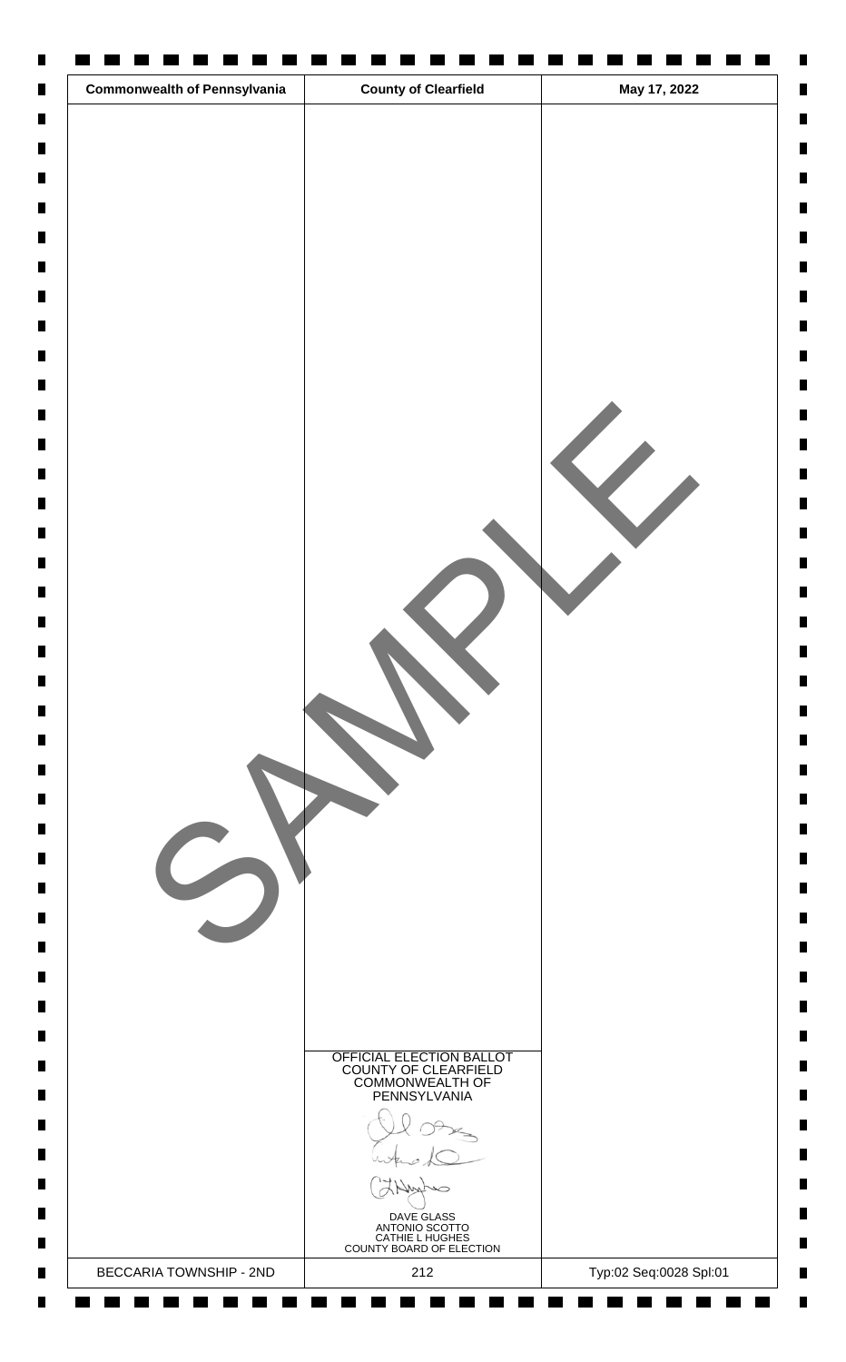| Commonwealth of Pennsylvania | County of Clearfield | May 17, 2022 |
| --- | --- | --- |
| | OFFICIAL ELECTION BALLOT<br>COUNTY OF CLEARFIELD<br>COMMONWEALTH OF PENNSYLVANIA<br><br>DAVE GLASS<br>ANTONIO SCOTTO<br>CATHIE L HUGHES<br>COUNTY BOARD OF ELECTION | |
| BECCARIA TOWNSHIP - 2ND | 212 | Typ:02 Seq:0028 Spl:01 |

SAMPLE